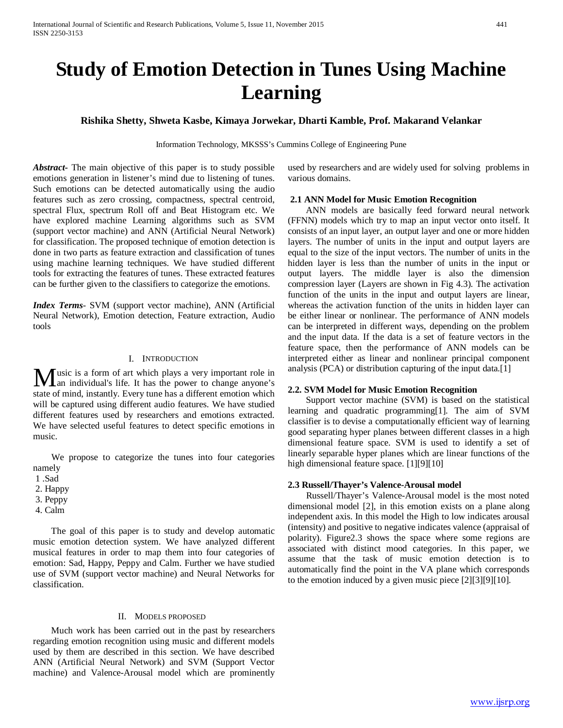# Study of Emotion Detection in Tunes Using Machine Learning

**Rishika Shetty, Shweta Kasbe, Kimaya Jorwekar, Dharti Kamble, Prof. Makarand Velankar**

Information Technology, MKSSS's Cummins College of Engineering Pune

***Abstract-*** The main objective of this paper is to study possible emotions generation in listener's mind due to listening of tunes. Such emotions can be detected automatically using the audio features such as zero crossing, compactness, spectral centroid, spectral Flux, spectrum Roll off and Beat Histogram etc. We have explored machine Learning algorithms such as SVM (support vector machine) and ANN (Artificial Neural Network) for classification. The proposed technique of emotion detection is done in two parts as feature extraction and classification of tunes using machine learning techniques. We have studied different tools for extracting the features of tunes. These extracted features can be further given to the classifiers to categorize the emotions.

***Index Terms-*** SVM (support vector machine), ANN (Artificial Neural Network), Emotion detection, Feature extraction, Audio tools

## I. Introduction

Music is a form of art which plays a very important role in an individual's life. It has the power to change anyone's state of mind, instantly. Every tune has a different emotion which will be captured using different audio features. We have studied different features used by researchers and emotions extracted. We have selected useful features to detect specific emotions in music.

We propose to categorize the tunes into four categories namely

1. Sad
2. Happy
3. Peppy
4. Calm

The goal of this paper is to study and develop automatic music emotion detection system. We have analyzed different musical features in order to map them into four categories of emotion: Sad, Happy, Peppy and Calm. Further we have studied use of SVM (support vector machine) and Neural Networks for classification.

## II. Models Proposed

Much work has been carried out in the past by researchers regarding emotion recognition using music and different models used by them are described in this section. We have described ANN (Artificial Neural Network) and SVM (Support Vector machine) and Valence-Arousal model which are prominently used by researchers and are widely used for solving problems in various domains.

### 2.1 ANN Model for Music Emotion Recognition

ANN models are basically feed forward neural network (FFNN) models which try to map an input vector onto itself. It consists of an input layer, an output layer and one or more hidden layers. The number of units in the input and output layers are equal to the size of the input vectors. The number of units in the hidden layer is less than the number of units in the input or output layers. The middle layer is also the dimension compression layer (Layers are shown in Fig 4.3). The activation function of the units in the input and output layers are linear, whereas the activation function of the units in hidden layer can be either linear or nonlinear. The performance of ANN models can be interpreted in different ways, depending on the problem and the input data. If the data is a set of feature vectors in the feature space, then the performance of ANN models can be interpreted either as linear and nonlinear principal component analysis (PCA) or distribution capturing of the input data.[1]

### 2.2. SVM Model for Music Emotion Recognition

Support vector machine (SVM) is based on the statistical learning and quadratic programming[1]. The aim of SVM classifier is to devise a computationally efficient way of learning good separating hyper planes between different classes in a high dimensional feature space. SVM is used to identify a set of linearly separable hyper planes which are linear functions of the high dimensional feature space. [1][9][10]

### 2.3 Russell/Thayer's Valence-Arousal model

Russell/Thayer's Valence-Arousal model is the most noted dimensional model [2], in this emotion exists on a plane along independent axis. In this model the High to low indicates arousal (intensity) and positive to negative indicates valence (appraisal of polarity). Figure2.3 shows the space where some regions are associated with distinct mood categories. In this paper, we assume that the task of music emotion detection is to automatically find the point in the VA plane which corresponds to the emotion induced by a given music piece [2][3][9][10].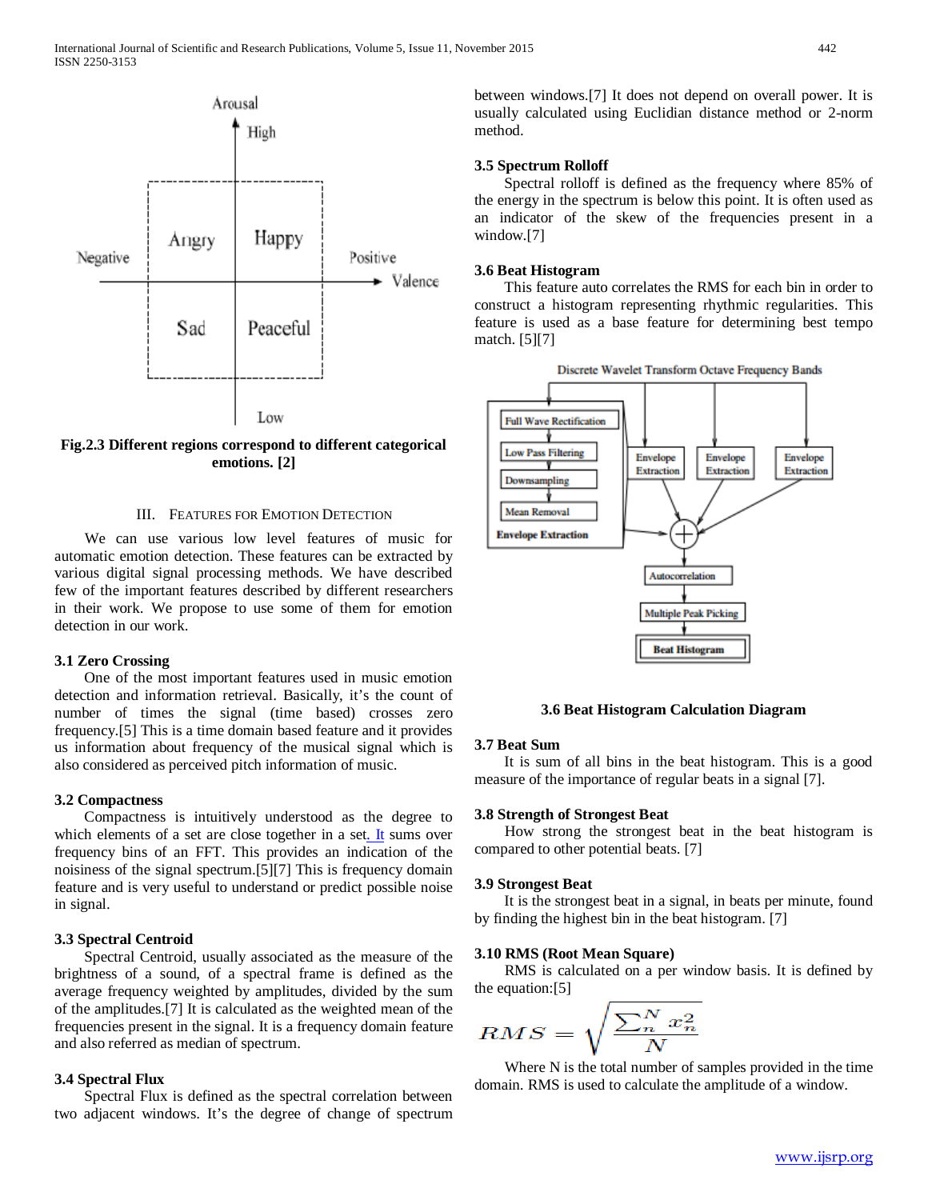Fig.2.3 Different regions correspond to different categorical emotions. [2]

## III. Features for Emotion Detection

We can use various low level features of music for automatic emotion detection. These features can be extracted by various digital signal processing methods. We have described few of the important features described by different researchers in their work. We propose to use some of them for emotion detection in our work.

### 3.1 Zero Crossing

One of the most important features used in music emotion detection and information retrieval. Basically, it's the count of number of times the signal (time based) crosses zero frequency.[5] This is a time domain based feature and it provides us information about frequency of the musical signal which is also considered as perceived pitch information of music.

### 3.2 Compactness

Compactness is intuitively understood as the degree to which elements of a set are close together in a set. It sums over frequency bins of an FFT. This provides an indication of the noisiness of the signal spectrum.[5][7] This is frequency domain feature and is very useful to understand or predict possible noise in signal.

### 3.3 Spectral Centroid

Spectral Centroid, usually associated as the measure of the brightness of a sound, of a spectral frame is defined as the average frequency weighted by amplitudes, divided by the sum of the amplitudes.[7] It is calculated as the weighted mean of the frequencies present in the signal. It is a frequency domain feature and also referred as median of spectrum.

### 3.4 Spectral Flux

Spectral Flux is defined as the spectral correlation between two adjacent windows. It's the degree of change of spectrum between windows.[7] It does not depend on overall power. It is usually calculated using Euclidian distance method or 2-norm method.

### 3.5 Spectrum Rolloff

Spectral rolloff is defined as the frequency where 85% of the energy in the spectrum is below this point. It is often used as an indicator of the skew of the frequencies present in a window.[7]

### 3.6 Beat Histogram

This feature auto correlates the RMS for each bin in order to construct a histogram representing rhythmic regularities. This feature is used as a base feature for determining best tempo match. [5][7]

3.6 Beat Histogram Calculation Diagram

### 3.7 Beat Sum

It is sum of all bins in the beat histogram. This is a good measure of the importance of regular beats in a signal [7].

### 3.8 Strength of Strongest Beat

How strong the strongest beat in the beat histogram is compared to other potential beats. [7]

### 3.9 Strongest Beat

It is the strongest beat in a signal, in beats per minute, found by finding the highest bin in the beat histogram. [7]

### 3.10 RMS (Root Mean Square)

RMS is calculated on a per window basis. It is defined by the equation:[5]

$$RMS = \sqrt{\frac{\sum_{n}^{N} x_n^2}{N}}$$

Where N is the total number of samples provided in the time domain. RMS is used to calculate the amplitude of a window.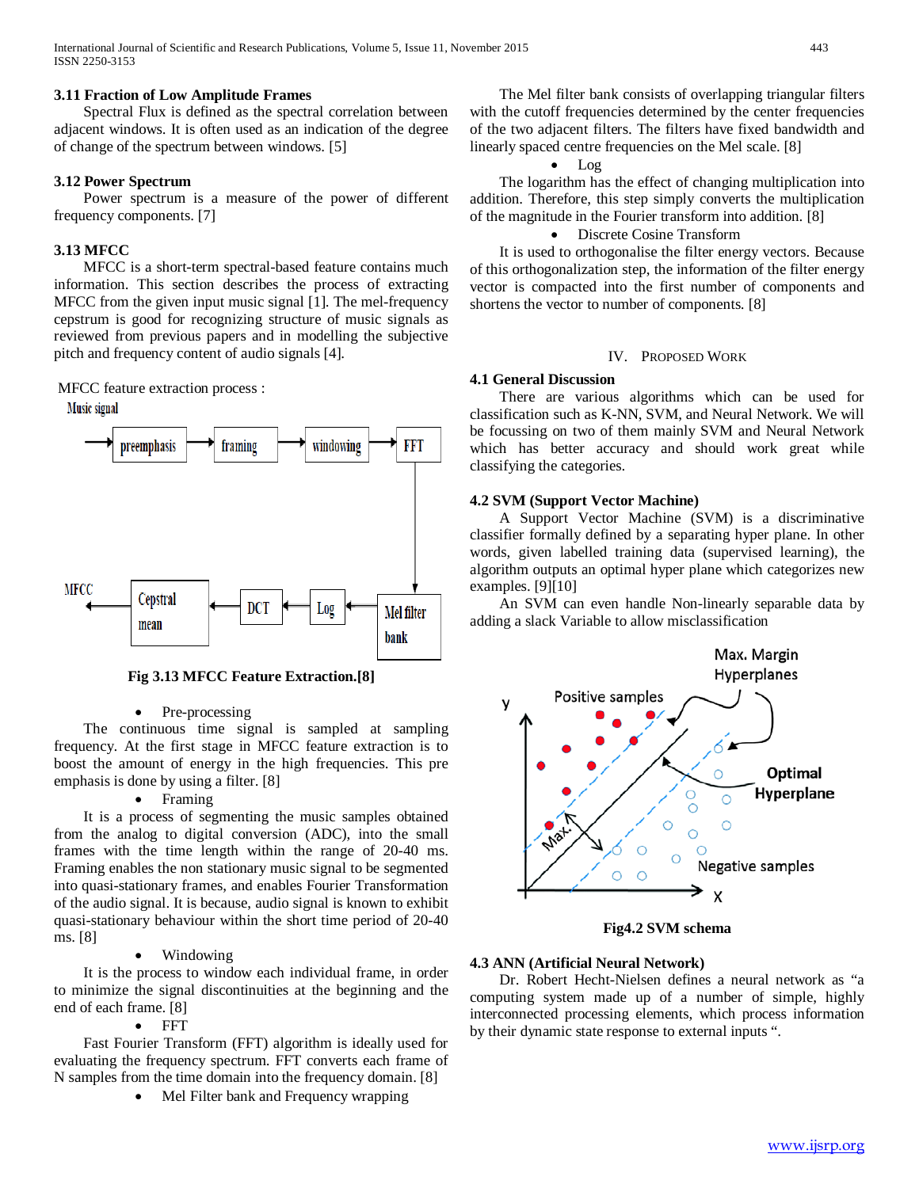### 3.11 Fraction of Low Amplitude Frames

Spectral Flux is defined as the spectral correlation between adjacent windows. It is often used as an indication of the degree of change of the spectrum between windows. [5]

### 3.12 Power Spectrum

Power spectrum is a measure of the power of different frequency components. [7]

### 3.13 MFCC

MFCC is a short-term spectral-based feature contains much information. This section describes the process of extracting MFCC from the given input music signal [1]. The mel-frequency cepstrum is good for recognizing structure of music signals as reviewed from previous papers and in modelling the subjective pitch and frequency content of audio signals [4].

MFCC feature extraction process :

**Fig 3.13 MFCC Feature Extraction.[8]**

- Pre-processing

The continuous time signal is sampled at sampling frequency. At the first stage in MFCC feature extraction is to boost the amount of energy in the high frequencies. This pre emphasis is done by using a filter. [8]

- Framing

It is a process of segmenting the music samples obtained from the analog to digital conversion (ADC), into the small frames with the time length within the range of 20-40 ms. Framing enables the non stationary music signal to be segmented into quasi-stationary frames, and enables Fourier Transformation of the audio signal. It is because, audio signal is known to exhibit quasi-stationary behaviour within the short time period of 20-40 ms. [8]

- Windowing

It is the process to window each individual frame, in order to minimize the signal discontinuities at the beginning and the end of each frame. [8]

- FFT

Fast Fourier Transform (FFT) algorithm is ideally used for evaluating the frequency spectrum. FFT converts each frame of N samples from the time domain into the frequency domain. [8]

- Mel Filter bank and Frequency wrapping

The Mel filter bank consists of overlapping triangular filters with the cutoff frequencies determined by the center frequencies of the two adjacent filters. The filters have fixed bandwidth and linearly spaced centre frequencies on the Mel scale. [8]

- Log

The logarithm has the effect of changing multiplication into addition. Therefore, this step simply converts the multiplication of the magnitude in the Fourier transform into addition. [8]

- Discrete Cosine Transform

It is used to orthogonalise the filter energy vectors. Because of this orthogonalization step, the information of the filter energy vector is compacted into the first number of components and shortens the vector to number of components. [8]

## IV. Proposed Work

### 4.1 General Discussion

There are various algorithms which can be used for classification such as K-NN, SVM, and Neural Network. We will be focussing on two of them mainly SVM and Neural Network which has better accuracy and should work great while classifying the categories.

### 4.2 SVM (Support Vector Machine)

A Support Vector Machine (SVM) is a discriminative classifier formally defined by a separating hyper plane. In other words, given labelled training data (supervised learning), the algorithm outputs an optimal hyper plane which categorizes new examples. [9][10]

An SVM can even handle Non-linearly separable data by adding a slack Variable to allow misclassification

**Fig4.2 SVM schema**

### 4.3 ANN (Artificial Neural Network)

Dr. Robert Hecht-Nielsen defines a neural network as "a computing system made up of a number of simple, highly interconnected processing elements, which process information by their dynamic state response to external inputs ".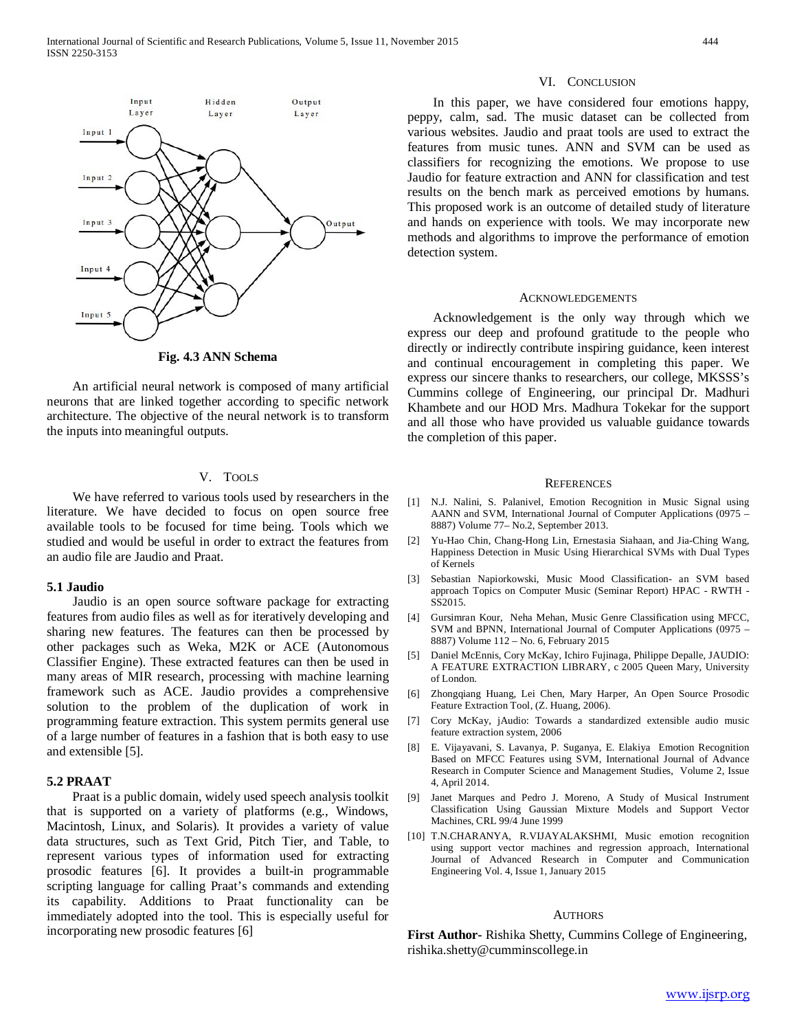Fig. 4.3 ANN Schema

An artificial neural network is composed of many artificial neurons that are linked together according to specific network architecture. The objective of the neural network is to transform the inputs into meaningful outputs.

## V. Tools

We have referred to various tools used by researchers in the literature. We have decided to focus on open source free available tools to be focused for time being. Tools which we studied and would be useful in order to extract the features from an audio file are Jaudio and Praat.

### 5.1 Jaudio

Jaudio is an open source software package for extracting features from audio files as well as for iteratively developing and sharing new features. The features can then be processed by other packages such as Weka, M2K or ACE (Autonomous Classifier Engine). These extracted features can then be used in many areas of MIR research, processing with machine learning framework such as ACE. Jaudio provides a comprehensive solution to the problem of the duplication of work in programming feature extraction. This system permits general use of a large number of features in a fashion that is both easy to use and extensible [5].

### 5.2 PRAAT

Praat is a public domain, widely used speech analysis toolkit that is supported on a variety of platforms (e.g., Windows, Macintosh, Linux, and Solaris). It provides a variety of value data structures, such as Text Grid, Pitch Tier, and Table, to represent various types of information used for extracting prosodic features [6]. It provides a built-in programmable scripting language for calling Praat's commands and extending its capability. Additions to Praat functionality can be immediately adopted into the tool. This is especially useful for incorporating new prosodic features [6]

## VI. Conclusion

In this paper, we have considered four emotions happy, peppy, calm, sad. The music dataset can be collected from various websites. Jaudio and praat tools are used to extract the features from music tunes. ANN and SVM can be used as classifiers for recognizing the emotions. We propose to use Jaudio for feature extraction and ANN for classification and test results on the bench mark as perceived emotions by humans. This proposed work is an outcome of detailed study of literature and hands on experience with tools. We may incorporate new methods and algorithms to improve the performance of emotion detection system.

## Acknowledgements

Acknowledgement is the only way through which we express our deep and profound gratitude to the people who directly or indirectly contribute inspiring guidance, keen interest and continual encouragement in completing this paper. We express our sincere thanks to researchers, our college, MKSSS's Cummins college of Engineering, our principal Dr. Madhuri Khambete and our HOD Mrs. Madhura Tokekar for the support and all those who have provided us valuable guidance towards the completion of this paper.

## References

[1] N.J. Nalini, S. Palanivel, Emotion Recognition in Music Signal using AANN and SVM, International Journal of Computer Applications (0975 – 8887) Volume 77– No.2, September 2013.

[2] Yu-Hao Chin, Chang-Hong Lin, Ernestasia Siahaan, and Jia-Ching Wang, Happiness Detection in Music Using Hierarchical SVMs with Dual Types of Kernels

[3] Sebastian Napiorkowski, Music Mood Classification- an SVM based approach Topics on Computer Music (Seminar Report) HPAC - RWTH - SS2015.

[4] Gursimran Kour, Neha Mehan, Music Genre Classification using MFCC, SVM and BPNN, International Journal of Computer Applications (0975 – 8887) Volume 112 – No. 6, February 2015

[5] Daniel McEnnis, Cory McKay, Ichiro Fujinaga, Philippe Depalle, JAUDIO: A FEATURE EXTRACTION LIBRARY, c 2005 Queen Mary, University of London.

[6] Zhongqiang Huang, Lei Chen, Mary Harper, An Open Source Prosodic Feature Extraction Tool, (Z. Huang, 2006).

[7] Cory McKay, jAudio: Towards a standardized extensible audio music feature extraction system, 2006

[8] E. Vijayavani, S. Lavanya, P. Suganya, E. Elakiya Emotion Recognition Based on MFCC Features using SVM, International Journal of Advance Research in Computer Science and Management Studies, Volume 2, Issue 4, April 2014.

[9] Janet Marques and Pedro J. Moreno, A Study of Musical Instrument Classification Using Gaussian Mixture Models and Support Vector Machines, CRL 99/4 June 1999

[10] T.N.CHARANYA, R.VIJAYALAKSHMI, Music emotion recognition using support vector machines and regression approach, International Journal of Advanced Research in Computer and Communication Engineering Vol. 4, Issue 1, January 2015

## Authors

**First Author-** Rishika Shetty, Cummins College of Engineering, rishika.shetty@cumminscollege.in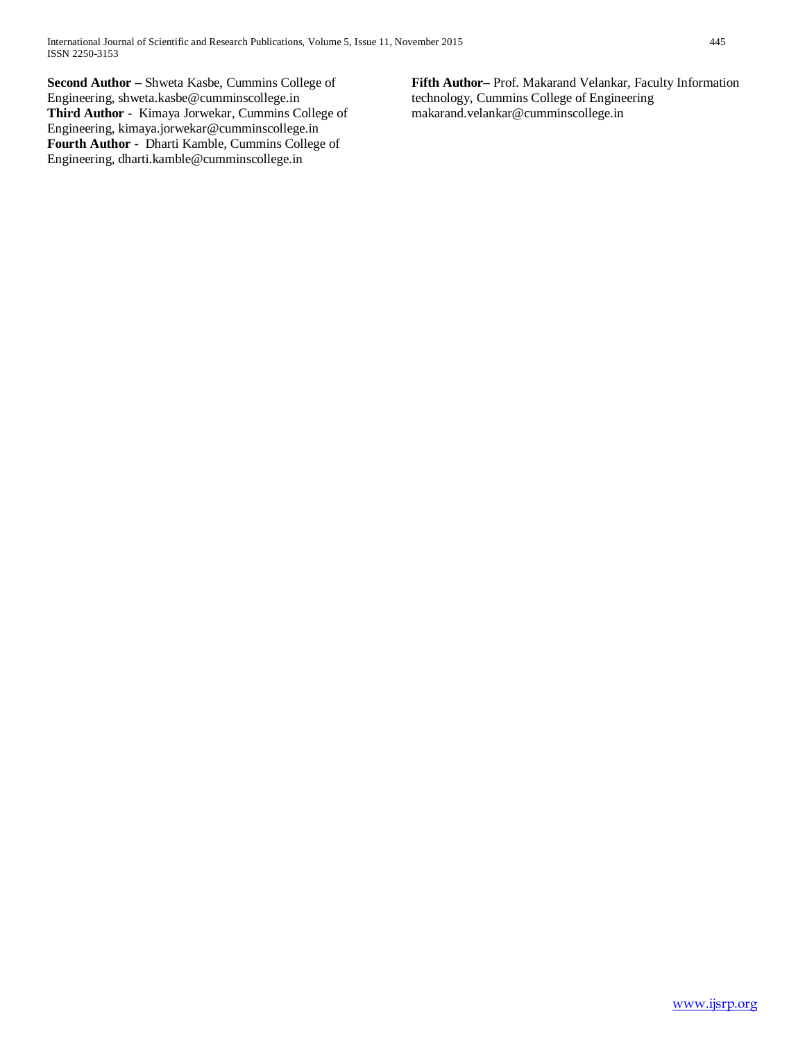**Second Author –** Shweta Kasbe, Cummins College of Engineering, shweta.kasbe@cumminscollege.in

**Third Author -** Kimaya Jorwekar, Cummins College of Engineering, kimaya.jorwekar@cumminscollege.in

**Fourth Author -** Dharti Kamble, Cummins College of Engineering, dharti.kamble@cumminscollege.in

**Fifth Author–** Prof. Makarand Velankar, Faculty Information technology, Cummins College of Engineering makarand.velankar@cumminscollege.in